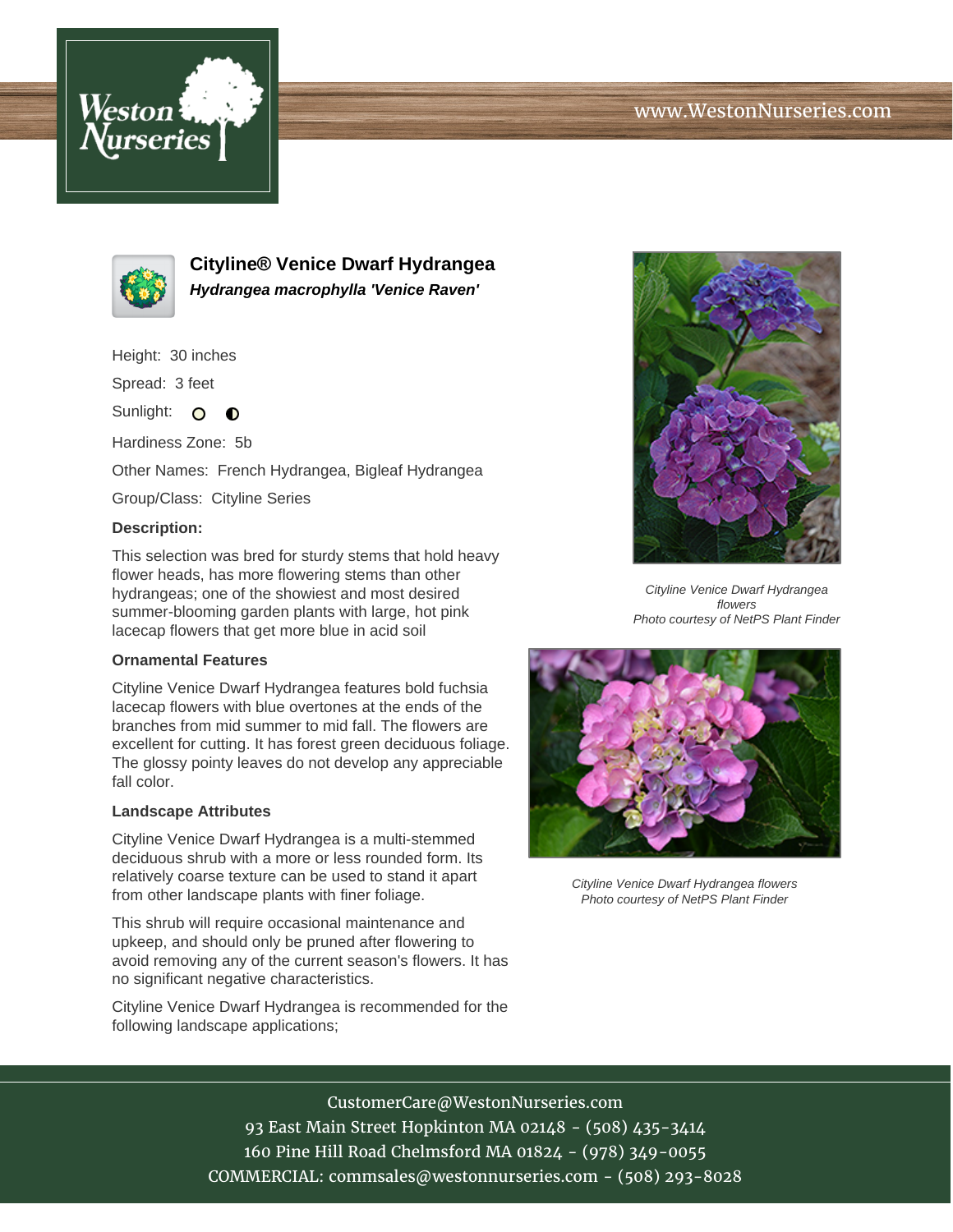# Cityline® Venice Dwarf Hydrangea

***Hydrangea macrophylla 'Venice Raven'***

Height: 30 inches

Spread: 3 feet

Sunlight: ○ ◐

Hardiness Zone: 5b

Other Names: French Hydrangea, Bigleaf Hydrangea

Group/Class: Cityline Series

**Description:**

This selection was bred for sturdy stems that hold heavy flower heads, has more flowering stems than other hydrangeas; one of the showiest and most desired summer-blooming garden plants with large, hot pink lacecap flowers that get more blue in acid soil

**Ornamental Features**

Cityline Venice Dwarf Hydrangea features bold fuchsia lacecap flowers with blue overtones at the ends of the branches from mid summer to mid fall. The flowers are excellent for cutting. It has forest green deciduous foliage. The glossy pointy leaves do not develop any appreciable fall color.

**Landscape Attributes**

Cityline Venice Dwarf Hydrangea is a multi-stemmed deciduous shrub with a more or less rounded form. Its relatively coarse texture can be used to stand it apart from other landscape plants with finer foliage.

This shrub will require occasional maintenance and upkeep, and should only be pruned after flowering to avoid removing any of the current season's flowers. It has no significant negative characteristics.

Cityline Venice Dwarf Hydrangea is recommended for the following landscape applications;

*Cityline Venice Dwarf Hydrangea flowers*
*Photo courtesy of NetPS Plant Finder*

*Cityline Venice Dwarf Hydrangea flowers*
*Photo courtesy of NetPS Plant Finder*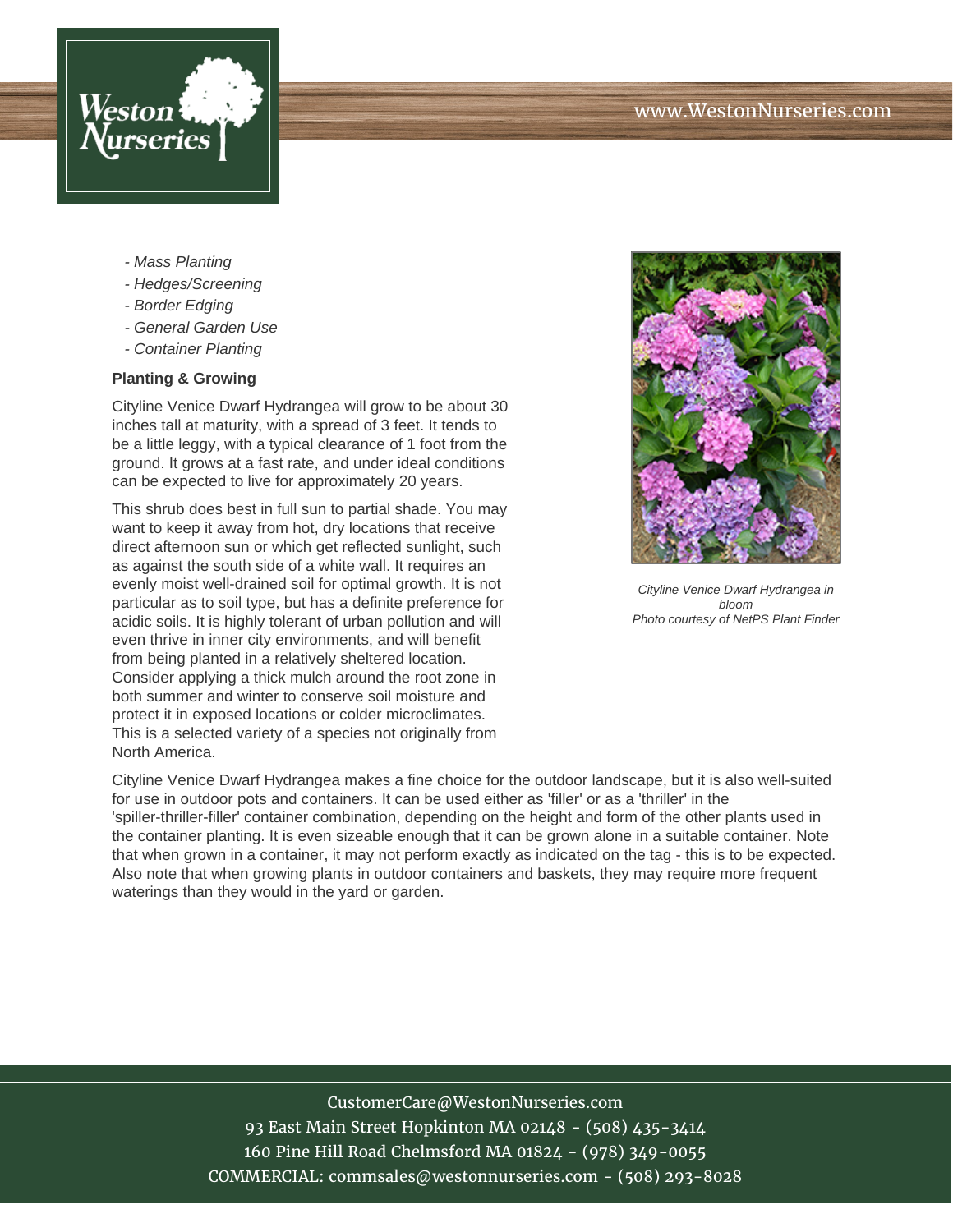- *Mass Planting*
- *Hedges/Screening*
- *Border Edging*
- *General Garden Use*
- *Container Planting*

**Planting & Growing**

Cityline Venice Dwarf Hydrangea will grow to be about 30 inches tall at maturity, with a spread of 3 feet. It tends to be a little leggy, with a typical clearance of 1 foot from the ground. It grows at a fast rate, and under ideal conditions can be expected to live for approximately 20 years.

This shrub does best in full sun to partial shade. You may want to keep it away from hot, dry locations that receive direct afternoon sun or which get reflected sunlight, such as against the south side of a white wall. It requires an evenly moist well-drained soil for optimal growth. It is not particular as to soil type, but has a definite preference for acidic soils. It is highly tolerant of urban pollution and will even thrive in inner city environments, and will benefit from being planted in a relatively sheltered location. Consider applying a thick mulch around the root zone in both summer and winter to conserve soil moisture and protect it in exposed locations or colder microclimates. This is a selected variety of a species not originally from North America.

*Cityline Venice Dwarf Hydrangea in bloom*
*Photo courtesy of NetPS Plant Finder*

Cityline Venice Dwarf Hydrangea makes a fine choice for the outdoor landscape, but it is also well-suited for use in outdoor pots and containers. It can be used either as 'filler' or as a 'thriller' in the 'spiller-thriller-filler' container combination, depending on the height and form of the other plants used in the container planting. It is even sizeable enough that it can be grown alone in a suitable container. Note that when grown in a container, it may not perform exactly as indicated on the tag - this is to be expected. Also note that when growing plants in outdoor containers and baskets, they may require more frequent waterings than they would in the yard or garden.